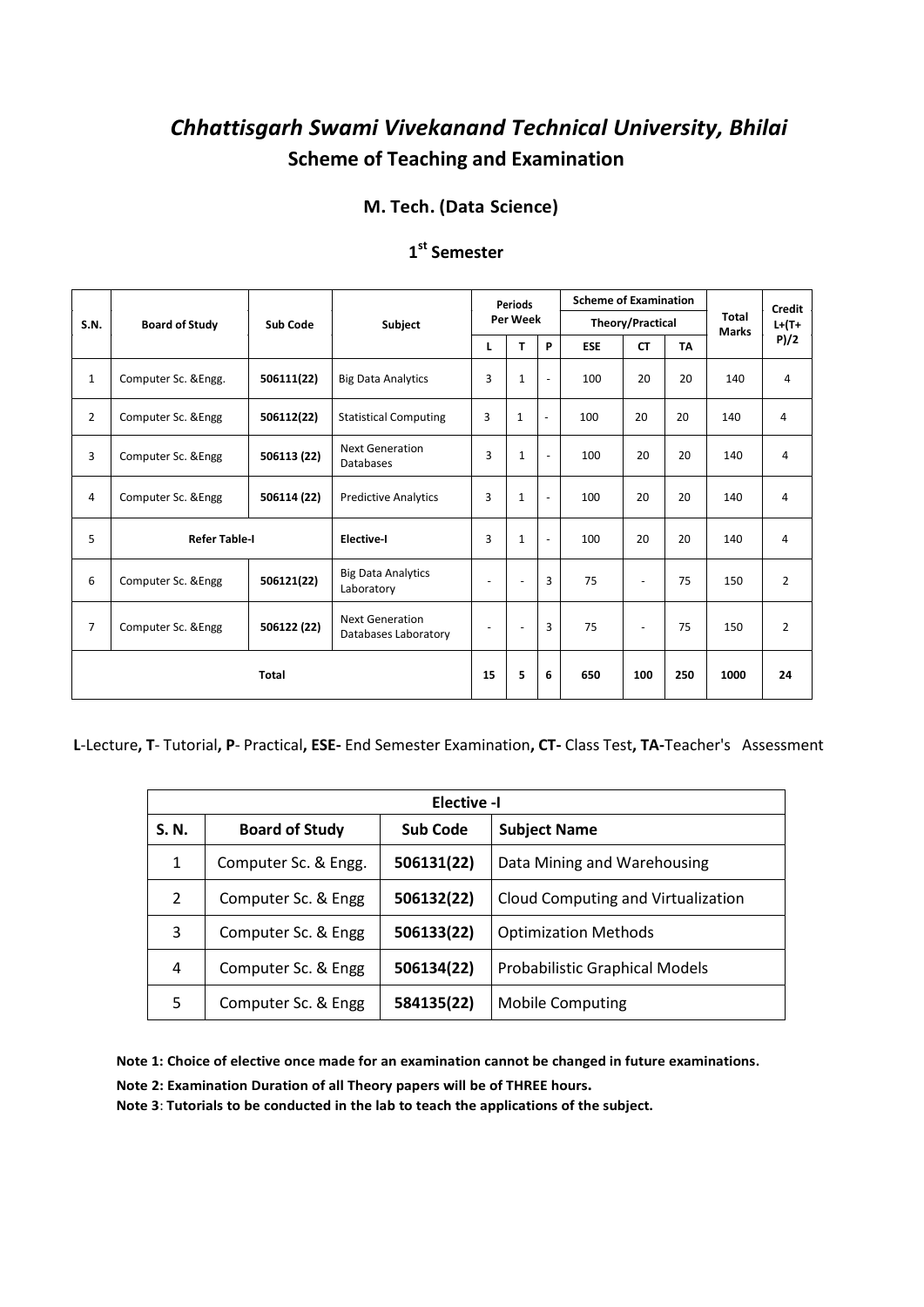# *Chhattisgarh Swami Vivekanand Technical University, Bhilai*

## Scheme of Teaching and Examination

### M. Tech. (Data Science)

### 1st Semester

| S.N. | Board of Study | Sub Code | Subject | Periods Per Week | | | Scheme of Examination | | | Total Marks | Credit L+(T+P)/2 |
|---|---|---|---|---|---|---|---|---|---|---|---|
| | | | | | | | Theory/Practical | | | | |
| | | | | L | T | P | ESE | CT | TA | | |
| 1 | Computer Sc. &Engg. | **506111(22)** | Big Data Analytics | 3 | 1 | - | 100 | 20 | 20 | 140 | 4 |
| 2 | Computer Sc. &Engg | **506112(22)** | Statistical Computing | 3 | 1 | - | 100 | 20 | 20 | 140 | 4 |
| 3 | Computer Sc. &Engg | **506113 (22)** | Next Generation Databases | 3 | 1 | - | 100 | 20 | 20 | 140 | 4 |
| 4 | Computer Sc. &Engg | **506114 (22)** | Predictive Analytics | 3 | 1 | - | 100 | 20 | 20 | 140 | 4 |
| 5 | **Refer Table-I** | | **Elective-I** | 3 | 1 | - | 100 | 20 | 20 | 140 | 4 |
| 6 | Computer Sc. &Engg | **506121(22)** | Big Data Analytics Laboratory | - | - | 3 | 75 | - | 75 | 150 | 2 |
| 7 | Computer Sc. &Engg | **506122 (22)** | Next Generation Databases Laboratory | - | - | 3 | 75 | - | 75 | 150 | 2 |
| **Total** | | | | **15** | **5** | **6** | **650** | **100** | **250** | **1000** | **24** |

**L**-Lecture**, T**- Tutorial**, P**- Practical**, ESE-** End Semester Examination**, CT-** Class Test**, TA-**Teacher's Assessment

| **Elective -I** | | | |
|---|---|---|---|
| **S. N.** | **Board of Study** | **Sub Code** | **Subject Name** |
| 1 | Computer Sc. & Engg. | **506131(22)** | Data Mining and Warehousing |
| 2 | Computer Sc. & Engg | **506132(22)** | Cloud Computing and Virtualization |
| 3 | Computer Sc. & Engg | **506133(22)** | Optimization Methods |
| 4 | Computer Sc. & Engg | **506134(22)** | Probabilistic Graphical Models |
| 5 | Computer Sc. & Engg | **584135(22)** | Mobile Computing |

**Note 1: Choice of elective once made for an examination cannot be changed in future examinations.**

**Note 2: Examination Duration of all Theory papers will be of THREE hours.**

**Note 3**: **Tutorials to be conducted in the lab to teach the applications of the subject.**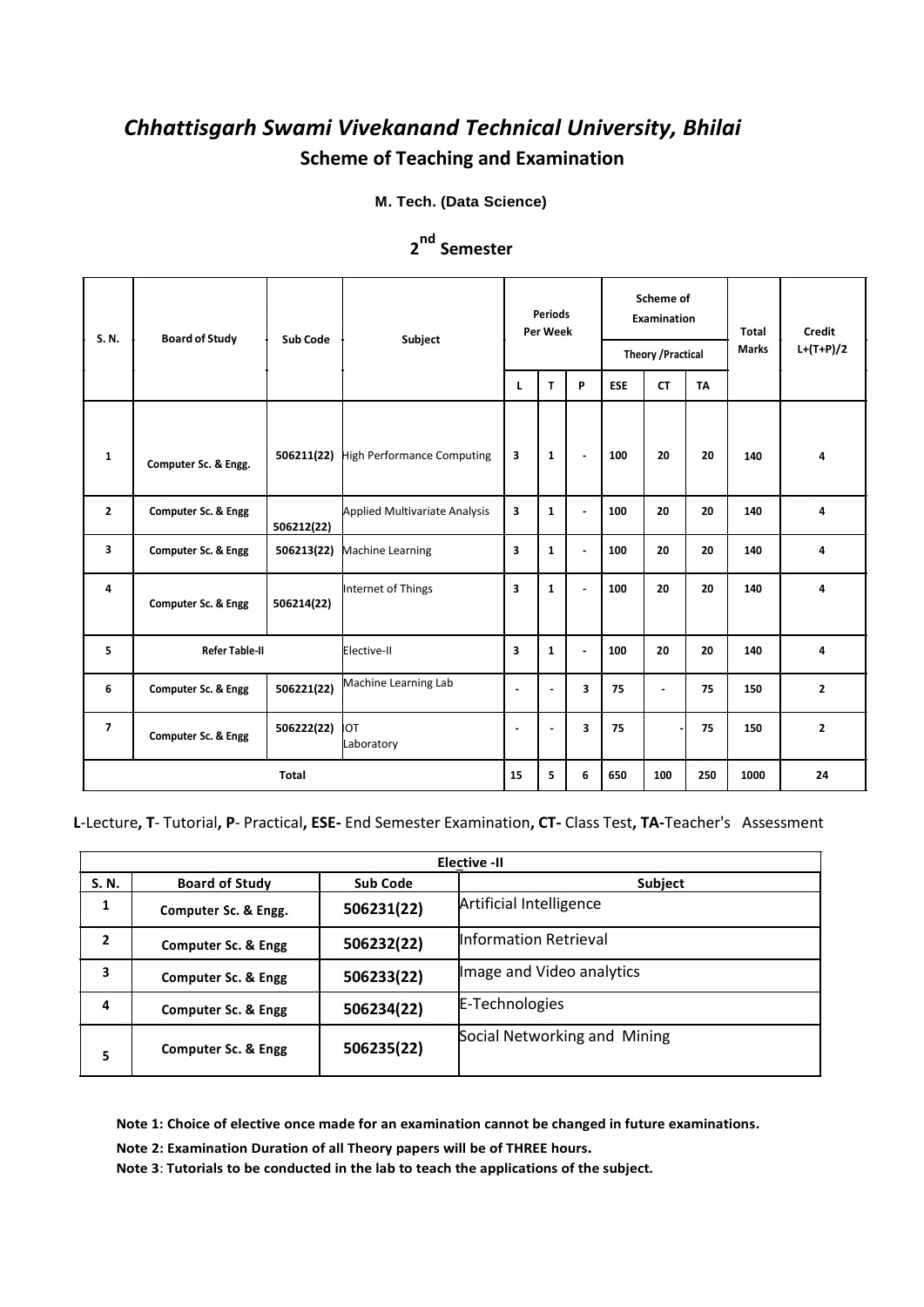# *Chhattisgarh Swami Vivekanand Technical University, Bhilai*

## Scheme of Teaching and Examination

**M. Tech. (Data Science)**

## 2nd Semester

| S. N. | Board of Study | Sub Code | Subject | Periods Per Week | | | Scheme of Examination | | | Total Marks | Credit L+(T+P)/2 |
|---|---|---|---|---|---|---|---|---|---|---|---|
| | | | | | | | Theory /Practical | | | | |
| | | | | L | T | P | ESE | CT | TA | | |
| 1 | Computer Sc. & Engg. | 506211(22) | High Performance Computing | 3 | 1 | - | 100 | 20 | 20 | 140 | 4 |
| 2 | Computer Sc. & Engg | 506212(22) | Applied Multivariate Analysis | 3 | 1 | - | 100 | 20 | 20 | 140 | 4 |
| 3 | Computer Sc. & Engg | 506213(22) | Machine Learning | 3 | 1 | - | 100 | 20 | 20 | 140 | 4 |
| 4 | Computer Sc. & Engg | 506214(22) | Internet of Things | 3 | 1 | - | 100 | 20 | 20 | 140 | 4 |
| 5 | Refer Table-II | | Elective-II | 3 | 1 | - | 100 | 20 | 20 | 140 | 4 |
| 6 | Computer Sc. & Engg | 506221(22) | Machine Learning Lab | - | - | 3 | 75 | - | 75 | 150 | 2 |
| 7 | Computer Sc. & Engg | 506222(22) | IOT Laboratory | - | - | 3 | 75 | - | 75 | 150 | 2 |
| Total | | | | 15 | 5 | 6 | 650 | 100 | 250 | 1000 | 24 |

**L**-Lecture**, T**- Tutorial**, P**- Practical**, ESE-** End Semester Examination**, CT-** Class Test**, TA-**Teacher's Assessment

| Elective -II | | | |
|---|---|---|---|
| **S. N.** | **Board of Study** | **Sub Code** | **Subject** |
| 1 | Computer Sc. & Engg. | 506231(22) | Artificial Intelligence |
| 2 | Computer Sc. & Engg | 506232(22) | Information Retrieval |
| 3 | Computer Sc. & Engg | 506233(22) | Image and Video analytics |
| 4 | Computer Sc. & Engg | 506234(22) | E-Technologies |
| 5 | Computer Sc. & Engg | 506235(22) | Social Networking and Mining |

**Note 1: Choice of elective once made for an examination cannot be changed in future examinations.**

**Note 2: Examination Duration of all Theory papers will be of THREE hours.**

**Note 3**: **Tutorials to be conducted in the lab to teach the applications of the subject.**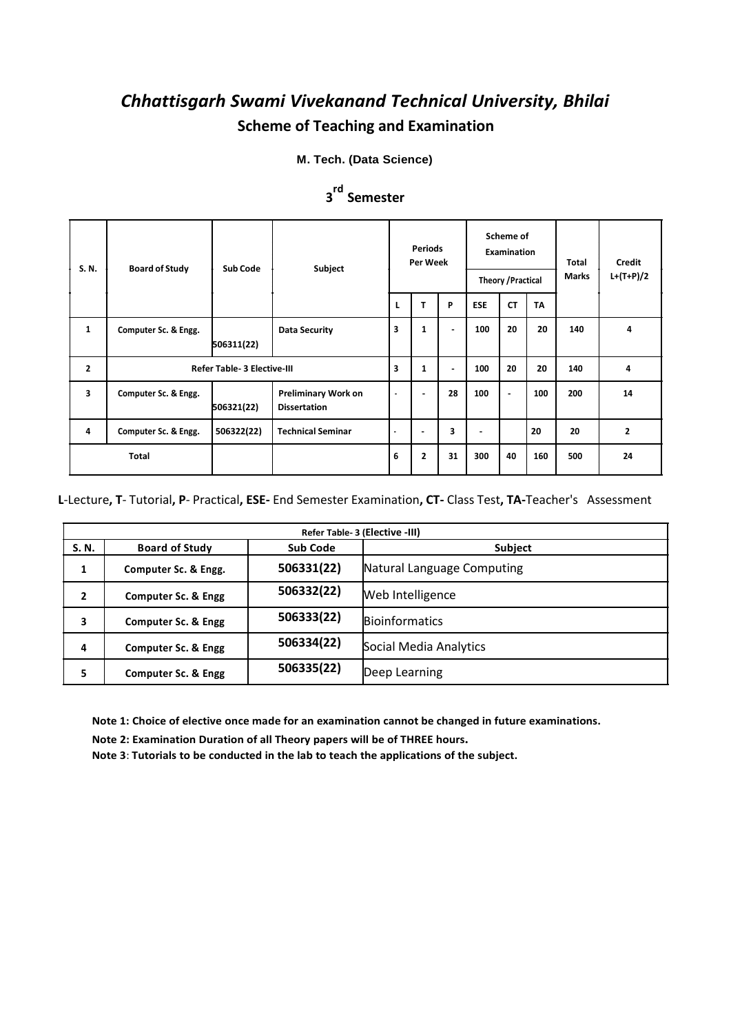# *Chhattisgarh Swami Vivekanand Technical University, Bhilai*

## Scheme of Teaching and Examination

**M. Tech. (Data Science)**

### 3rd Semester

| S. N. | Board of Study | Sub Code | Subject | Periods Per Week | | | Scheme of Examination | | | Total Marks | Credit L+(T+P)/2 |
|---|---|---|---|---|---|---|---|---|---|---|---|
| | | | | | | | Theory /Practical | | | | |
| | | | | L | T | P | ESE | CT | TA | | |
| 1 | Computer Sc. & Engg. | 506311(22) | Data Security | 3 | 1 | - | 100 | 20 | 20 | 140 | 4 |
| 2 | Refer Table- 3 Elective-III | | | 3 | 1 | - | 100 | 20 | 20 | 140 | 4 |
| 3 | Computer Sc. & Engg. | 506321(22) | Preliminary Work on Dissertation | - | - | 28 | 100 | - | 100 | 200 | 14 |
| 4 | Computer Sc. & Engg. | 506322(22) | Technical Seminar | - | - | 3 | - | | 20 | 20 | 2 |
| Total | | | | 6 | 2 | 31 | 300 | 40 | 160 | 500 | 24 |

**L**-Lecture**, T**- Tutorial**, P**- Practical**, ESE-** End Semester Examination**, CT-** Class Test**, TA-**Teacher's Assessment

| Refer Table- 3 (Elective -III) | | | |
|---|---|---|---|
| **S. N.** | **Board of Study** | **Sub Code** | **Subject** |
| 1 | Computer Sc. & Engg. | 506331(22) | Natural Language Computing |
| 2 | Computer Sc. & Engg | 506332(22) | Web Intelligence |
| 3 | Computer Sc. & Engg | 506333(22) | Bioinformatics |
| 4 | Computer Sc. & Engg | 506334(22) | Social Media Analytics |
| 5 | Computer Sc. & Engg | 506335(22) | Deep Learning |

**Note 1: Choice of elective once made for an examination cannot be changed in future examinations.**

**Note 2: Examination Duration of all Theory papers will be of THREE hours.**

**Note 3**: **Tutorials to be conducted in the lab to teach the applications of the subject.**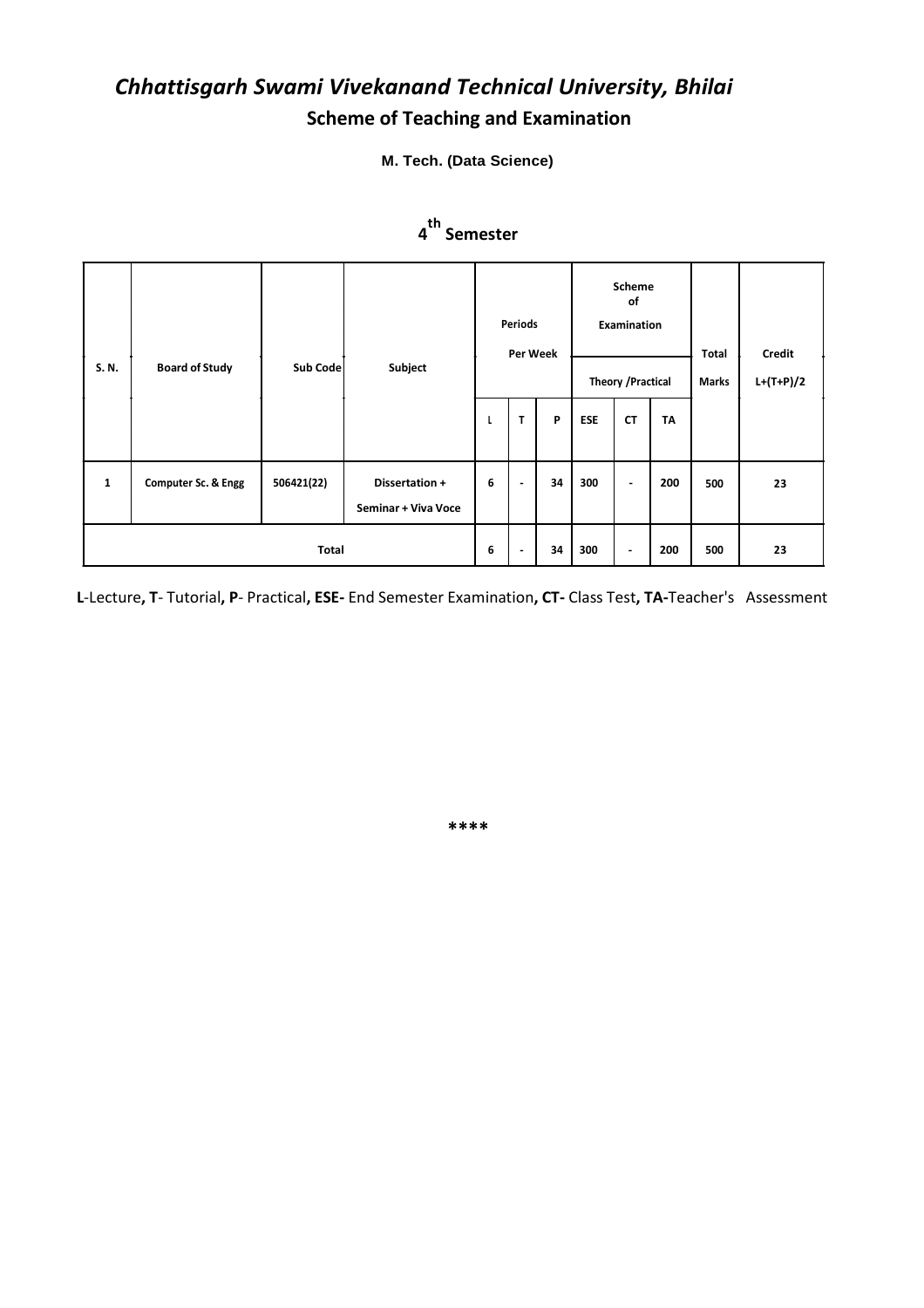# *Chhattisgarh Swami Vivekanand Technical University, Bhilai*

## Scheme of Teaching and Examination

**M. Tech. (Data Science)**

## 4th Semester

| S. N. | Board of Study | Sub Code | Subject | Periods Per Week | | | Scheme of Examination | | | Total Marks | Credit L+(T+P)/2 |
|---|---|---|---|---|---|---|---|---|---|---|---|
| | | | | | | | Theory /Practical | | | | |
| | | | | L | T | P | ESE | CT | TA | | |
| 1 | Computer Sc. & Engg | 506421(22) | Dissertation + Seminar + Viva Voce | 6 | - | 34 | 300 | - | 200 | 500 | 23 |
| Total | | | | 6 | - | 34 | 300 | - | 200 | 500 | 23 |

**L**-Lecture**, T**- Tutorial**, P**- Practical**, ESE-** End Semester Examination**, CT-** Class Test**, TA-**Teacher's Assessment

****